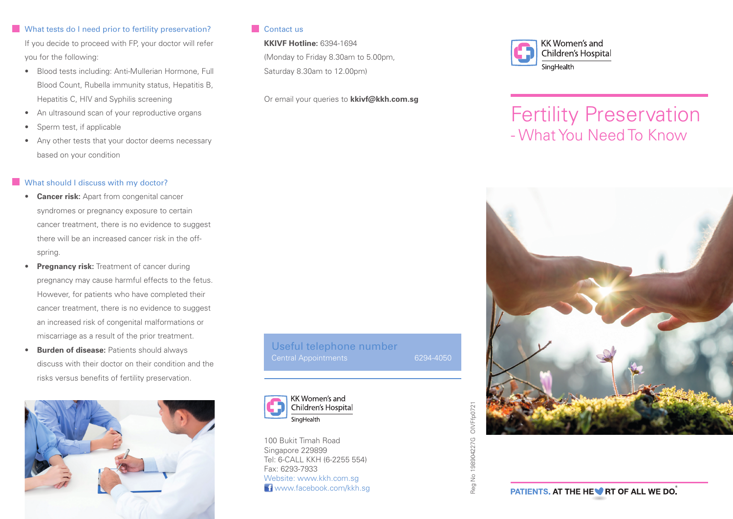## What tests do I need prior to fertility preservation?

If you decide to proceed with FP, your doctor will refer you for the following:

- Blood tests including: Anti-Mullerian Hormone, Full Blood Count, Rubella immunity status, Hepatitis B, Hepatitis C, HIV and Syphilis screening
- An ultrasound scan of your reproductive organs
- Sperm test, if applicable
- Any other tests that your doctor deems necessary based on your condition

## What should I discuss with my doctor?

- **Cancer risk:** Apart from congenital cancer syndromes or pregnancy exposure to certain cancer treatment, there is no evidence to suggest there will be an increased cancer risk in the off-spring.
- **Pregnancy risk:** Treatment of cancer during pregnancy may cause harmful effects to the fetus. However, for patients who have completed their cancer treatment, there is no evidence to suggest an increased risk of congenital malformations or miscarriage as a result of the prior treatment.
- **Burden of disease:** Patients should always discuss with their doctor on their condition and the risks versus benefits of fertility preservation.

## Contact us

**KKIVF Hotline:** 6394-1694
(Monday to Friday 8.30am to 5.00pm, Saturday 8.30am to 12.00pm)

Or email your queries to **kkivf@kkh.com.sg**

### Useful telephone number

Central Appointments 6294-4050

KK Women's and Children's Hospital
SingHealth

100 Bukit Timah Road
Singapore 229899
Tel: 6-CALL KKH (6-2255 554)
Fax: 6293-7933
Website: www.kkh.com.sg
www.facebook.com/kkh.sg

Reg No 198904227G OIVFfp0721

KK Women's and Children's Hospital
SingHealth

# Fertility Preservation

## - What You Need To Know

**PATIENTS. AT THE HEART OF ALL WE DO.®**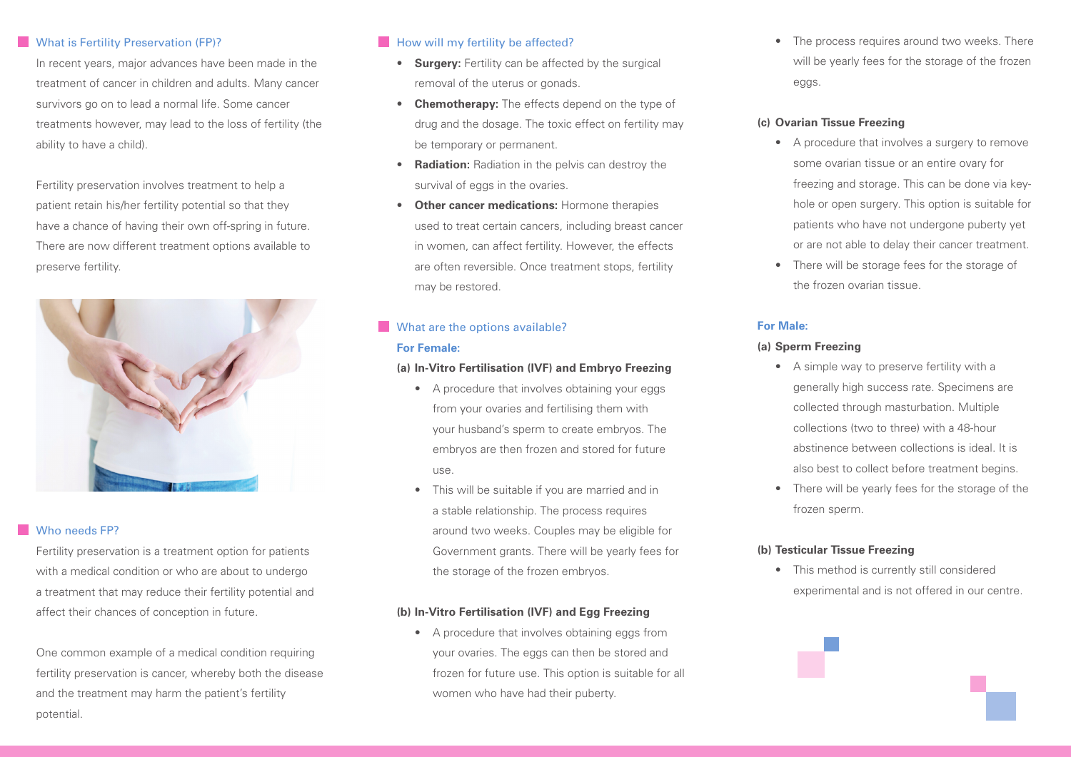## What is Fertility Preservation (FP)?

In recent years, major advances have been made in the treatment of cancer in children and adults. Many cancer survivors go on to lead a normal life. Some cancer treatments however, may lead to the loss of fertility (the ability to have a child).

Fertility preservation involves treatment to help a patient retain his/her fertility potential so that they have a chance of having their own off-spring in future. There are now different treatment options available to preserve fertility.

## Who needs FP?

Fertility preservation is a treatment option for patients with a medical condition or who are about to undergo a treatment that may reduce their fertility potential and affect their chances of conception in future.

One common example of a medical condition requiring fertility preservation is cancer, whereby both the disease and the treatment may harm the patient's fertility potential.

## How will my fertility be affected?

- **Surgery:** Fertility can be affected by the surgical removal of the uterus or gonads.
- **Chemotherapy:** The effects depend on the type of drug and the dosage. The toxic effect on fertility may be temporary or permanent.
- **Radiation:** Radiation in the pelvis can destroy the survival of eggs in the ovaries.
- **Other cancer medications:** Hormone therapies used to treat certain cancers, including breast cancer in women, can affect fertility. However, the effects are often reversible. Once treatment stops, fertility may be restored.

## What are the options available?

### For Female:

#### (a) In-Vitro Fertilisation (IVF) and Embryo Freezing

- A procedure that involves obtaining your eggs from your ovaries and fertilising them with your husband's sperm to create embryos. The embryos are then frozen and stored for future use.
- This will be suitable if you are married and in a stable relationship. The process requires around two weeks. Couples may be eligible for Government grants. There will be yearly fees for the storage of the frozen embryos.

#### (b) In-Vitro Fertilisation (IVF) and Egg Freezing

- A procedure that involves obtaining eggs from your ovaries. The eggs can then be stored and frozen for future use. This option is suitable for all women who have had their puberty.
- The process requires around two weeks. There will be yearly fees for the storage of the frozen eggs.

#### (c) Ovarian Tissue Freezing

- A procedure that involves a surgery to remove some ovarian tissue or an entire ovary for freezing and storage. This can be done via key-hole or open surgery. This option is suitable for patients who have not undergone puberty yet or are not able to delay their cancer treatment.
- There will be storage fees for the storage of the frozen ovarian tissue.

### For Male:

#### (a) Sperm Freezing

- A simple way to preserve fertility with a generally high success rate. Specimens are collected through masturbation. Multiple collections (two to three) with a 48-hour abstinence between collections is ideal. It is also best to collect before treatment begins.
- There will be yearly fees for the storage of the frozen sperm.

#### (b) Testicular Tissue Freezing

- This method is currently still considered experimental and is not offered in our centre.